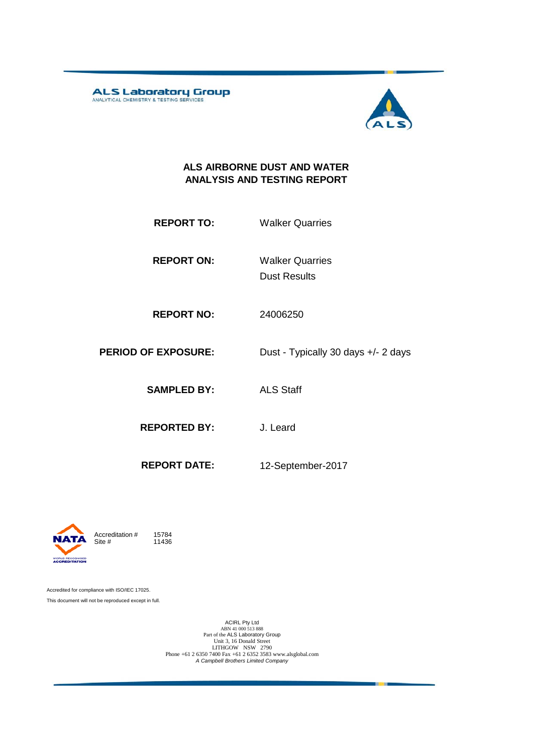**ALS Laboratory Group**
ANALYTICAL CHEMISTRY & TESTING SERVICES

# ALS AIRBORNE DUST AND WATER ANALYSIS AND TESTING REPORT

| | |
|---|---|
| **REPORT TO:** | Walker Quarries |
| **REPORT ON:** | Walker Quarries<br>Dust Results |
| **REPORT NO:** | 24006250 |
| **PERIOD OF EXPOSURE:** | Dust - Typically 30 days +/- 2 days |
| **SAMPLED BY:** | ALS Staff |
| **REPORTED BY:** | J. Leard |
| **REPORT DATE:** | 12-September-2017 |

NATA
WORLD RECOGNISED ACCREDITATION

Accreditation # 15784
Site # 11436

Accredited for compliance with ISO/IEC 17025.

This document will not be reproduced except in full.

ACIRL Pty Ltd
ABN 41 000 513 888
Part of the ALS Laboratory Group
Unit 3, 16 Donald Street
LITHGOW NSW 2790
Phone +61 2 6350 7400 Fax +61 2 6352 3583 www.alsglobal.com
*A Campbell Brothers Limited Company*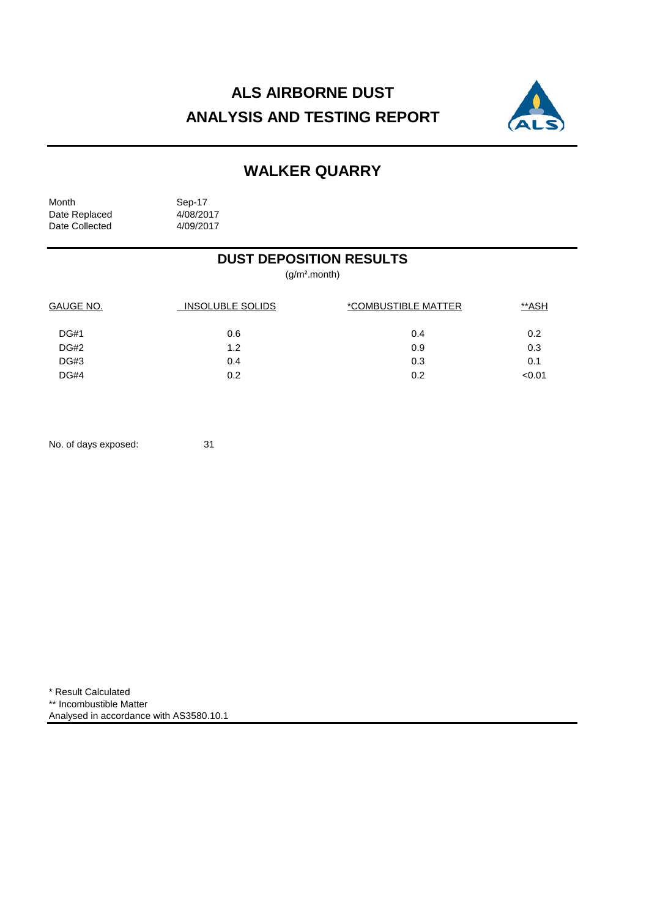# ALS AIRBORNE DUST
# ANALYSIS AND TESTING REPORT

## WALKER QUARRY

Month Sep-17
Date Replaced 4/08/2017
Date Collected 4/09/2017

### DUST DEPOSITION RESULTS

(g/m².month)

| GAUGE NO. | INSOLUBLE SOLIDS | *COMBUSTIBLE MATTER | **ASH |
|---|---|---|---|
| DG#1 | 0.6 | 0.4 | 0.2 |
| DG#2 | 1.2 | 0.9 | 0.3 |
| DG#3 | 0.4 | 0.3 | 0.1 |
| DG#4 | 0.2 | 0.2 | <0.01 |

No. of days exposed: 31

* Result Calculated
** Incombustible Matter
Analysed in accordance with AS3580.10.1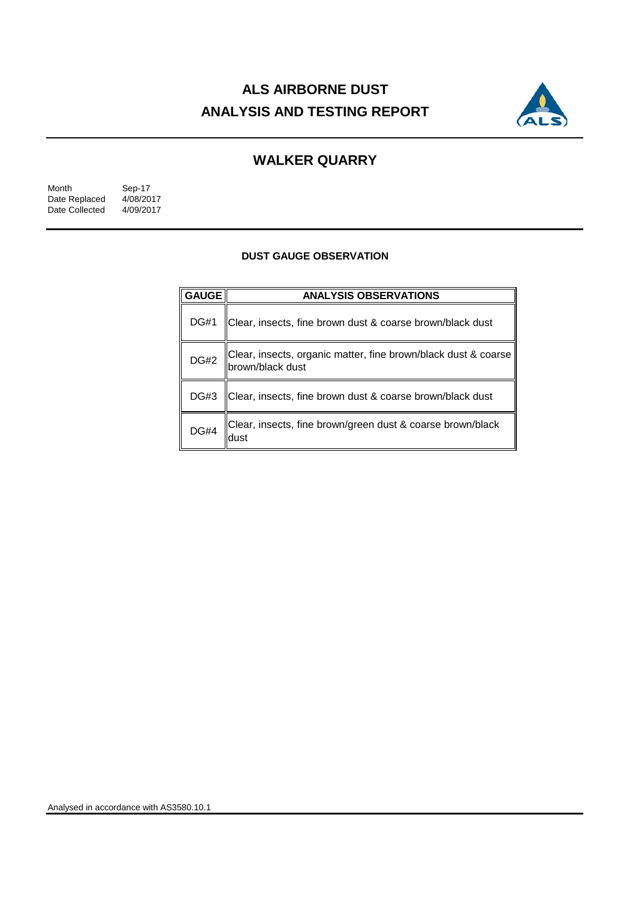# ALS AIRBORNE DUST ANALYSIS AND TESTING REPORT

## WALKER QUARRY

| | |
|---|---|
| Month | Sep-17 |
| Date Replaced | 4/08/2017 |
| Date Collected | 4/09/2017 |

### DUST GAUGE OBSERVATION

| GAUGE | ANALYSIS OBSERVATIONS |
|---|---|
| DG#1 | Clear, insects, fine brown dust & coarse brown/black dust |
| DG#2 | Clear, insects, organic matter, fine brown/black dust & coarse brown/black dust |
| DG#3 | Clear, insects, fine brown dust & coarse brown/black dust |
| DG#4 | Clear, insects, fine brown/green dust & coarse brown/black dust |

Analysed in accordance with AS3580.10.1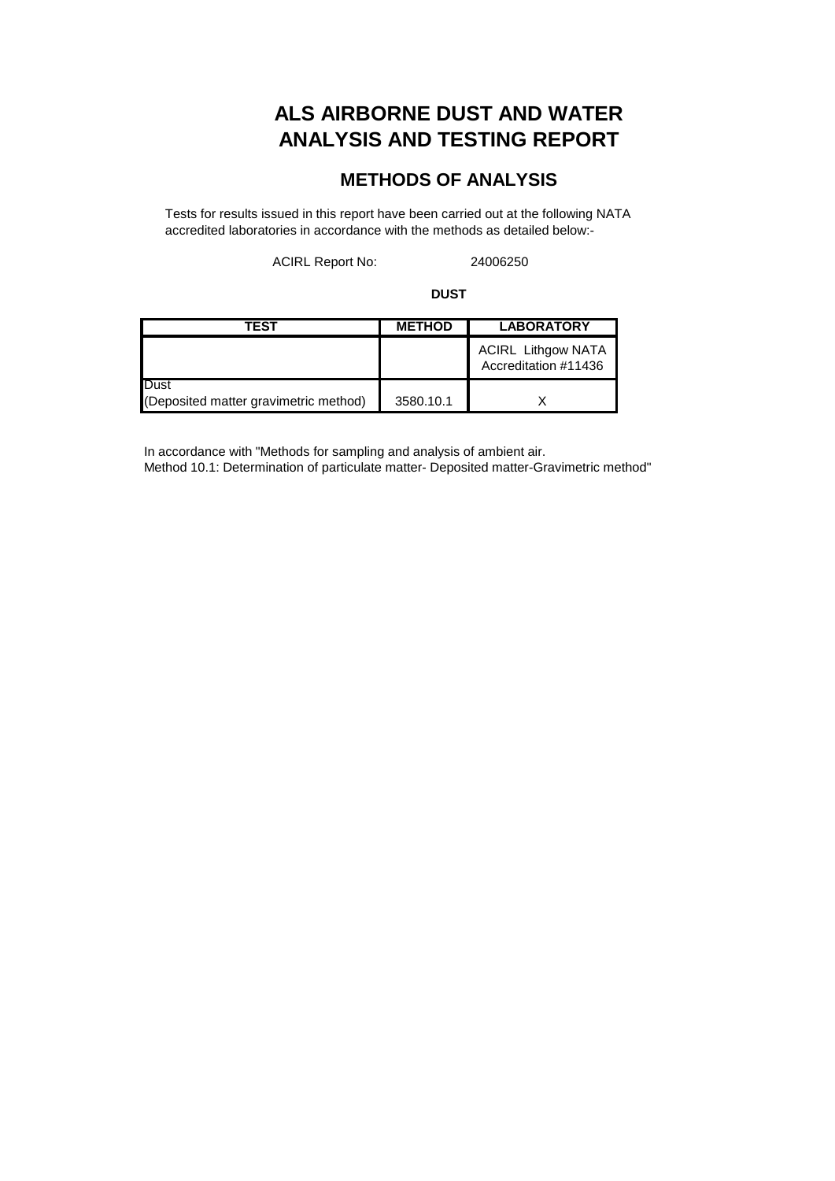# ALS AIRBORNE DUST AND WATER ANALYSIS AND TESTING REPORT

## METHODS OF ANALYSIS

Tests for results issued in this report have been carried out at the following NATA accredited laboratories in accordance with the methods as detailed below:-

ACIRL Report No: 24006250

**DUST**

| TEST | METHOD | LABORATORY |
|---|---|---|
| | | ACIRL Lithgow NATA Accreditation #11436 |
| Dust (Deposited matter gravimetric method) | 3580.10.1 | X |

In accordance with "Methods for sampling and analysis of ambient air.
Method 10.1: Determination of particulate matter- Deposited matter-Gravimetric method"